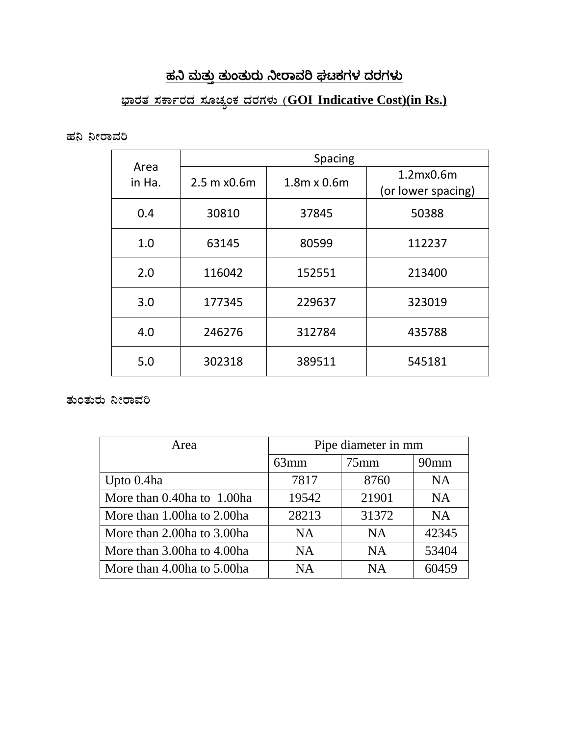# ಹನಿ ಮತ್ತು ತುಂತುರು ನೀರಾವರಿ ಘಟಕಗಳ ದರಗಳು

## ಭಾರತ ಸರ್ಕಾರದ ಸೂಚ್ಯಂಕ ದರಗಳು (**GOI Indicative Cost)(in Rs.)**

### ಹನಿ ನೀರಾವರಿ

| Area in Ha. | Spacing | | |
|---|---|---|---|
| | 2.5 m x0.6m | 1.8m x 0.6m | 1.2mx0.6m (or lower spacing) |
| 0.4 | 30810 | 37845 | 50388 |
| 1.0 | 63145 | 80599 | 112237 |
| 2.0 | 116042 | 152551 | 213400 |
| 3.0 | 177345 | 229637 | 323019 |
| 4.0 | 246276 | 312784 | 435788 |
| 5.0 | 302318 | 389511 | 545181 |

### ತುಂತುರು ನೀರಾವರಿ

| Area | Pipe diameter in mm | | |
|---|---|---|---|
| | 63mm | 75mm | 90mm |
| Upto 0.4ha | 7817 | 8760 | NA |
| More than 0.40ha to 1.00ha | 19542 | 21901 | NA |
| More than 1.00ha to 2.00ha | 28213 | 31372 | NA |
| More than 2.00ha to 3.00ha | NA | NA | 42345 |
| More than 3.00ha to 4.00ha | NA | NA | 53404 |
| More than 4.00ha to 5.00ha | NA | NA | 60459 |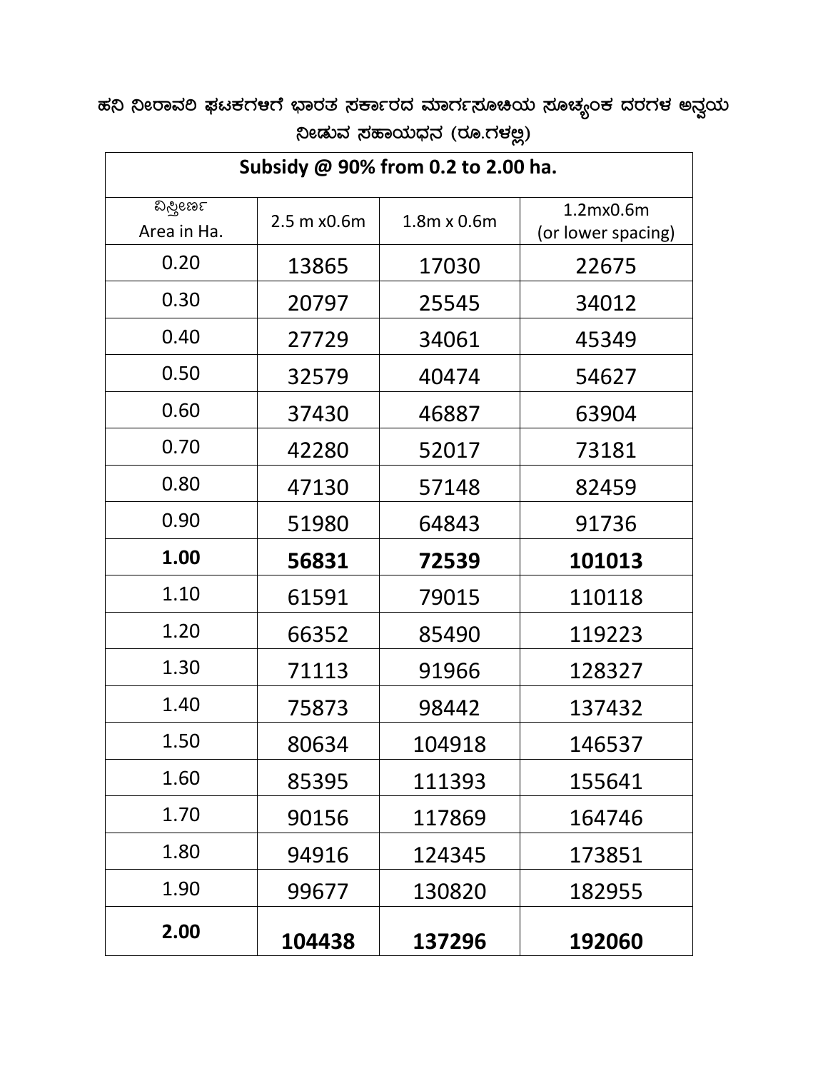ಹನಿ ನೀರಾವರಿ ಘಟಕಗಳಿಗೆ ಭಾರತ ಸರ್ಕಾರದ ಮಾರ್ಗಸೂಚಿಯ ಸೂಚ್ಯಂಕ ದರಗಳ ಅನ್ವಯ ನೀಡುವ ಸಹಾಯಧನ (ರೂ.ಗಳಲ್ಲಿ)

| Subsidy @ 90% from 0.2 to 2.00 ha. | | | |
|---|---|---|---|
| ವಿಸ್ತೀರ್ಣ Area in Ha. | 2.5 m x0.6m | 1.8m x 0.6m | 1.2mx0.6m (or lower spacing) |
| 0.20 | 13865 | 17030 | 22675 |
| 0.30 | 20797 | 25545 | 34012 |
| 0.40 | 27729 | 34061 | 45349 |
| 0.50 | 32579 | 40474 | 54627 |
| 0.60 | 37430 | 46887 | 63904 |
| 0.70 | 42280 | 52017 | 73181 |
| 0.80 | 47130 | 57148 | 82459 |
| 0.90 | 51980 | 64843 | 91736 |
| **1.00** | **56831** | **72539** | **101013** |
| 1.10 | 61591 | 79015 | 110118 |
| 1.20 | 66352 | 85490 | 119223 |
| 1.30 | 71113 | 91966 | 128327 |
| 1.40 | 75873 | 98442 | 137432 |
| 1.50 | 80634 | 104918 | 146537 |
| 1.60 | 85395 | 111393 | 155641 |
| 1.70 | 90156 | 117869 | 164746 |
| 1.80 | 94916 | 124345 | 173851 |
| 1.90 | 99677 | 130820 | 182955 |
| **2.00** | **104438** | **137296** | **192060** |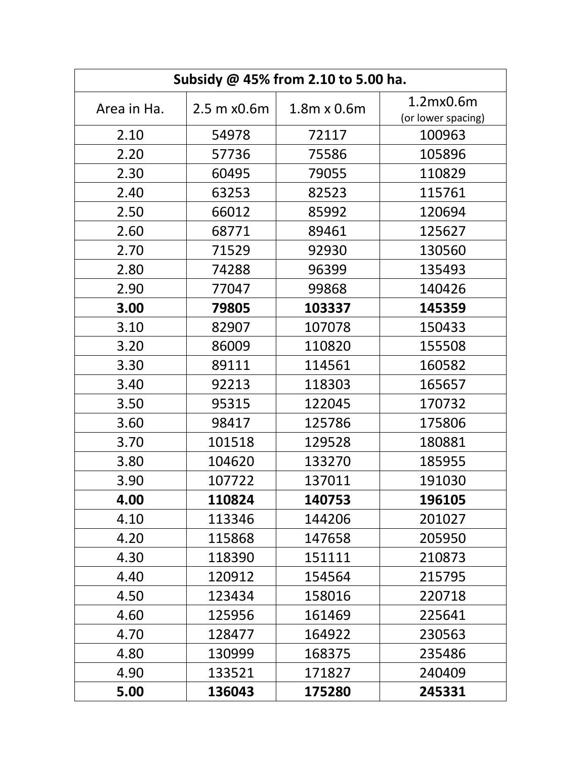| Subsidy @ 45% from 2.10 to 5.00 ha. | | | |
|---|---|---|---|
| Area in Ha. | 2.5 m x0.6m | 1.8m x 0.6m | 1.2mx0.6m (or lower spacing) |
| 2.10 | 54978 | 72117 | 100963 |
| 2.20 | 57736 | 75586 | 105896 |
| 2.30 | 60495 | 79055 | 110829 |
| 2.40 | 63253 | 82523 | 115761 |
| 2.50 | 66012 | 85992 | 120694 |
| 2.60 | 68771 | 89461 | 125627 |
| 2.70 | 71529 | 92930 | 130560 |
| 2.80 | 74288 | 96399 | 135493 |
| 2.90 | 77047 | 99868 | 140426 |
| **3.00** | **79805** | **103337** | **145359** |
| 3.10 | 82907 | 107078 | 150433 |
| 3.20 | 86009 | 110820 | 155508 |
| 3.30 | 89111 | 114561 | 160582 |
| 3.40 | 92213 | 118303 | 165657 |
| 3.50 | 95315 | 122045 | 170732 |
| 3.60 | 98417 | 125786 | 175806 |
| 3.70 | 101518 | 129528 | 180881 |
| 3.80 | 104620 | 133270 | 185955 |
| 3.90 | 107722 | 137011 | 191030 |
| **4.00** | **110824** | **140753** | **196105** |
| 4.10 | 113346 | 144206 | 201027 |
| 4.20 | 115868 | 147658 | 205950 |
| 4.30 | 118390 | 151111 | 210873 |
| 4.40 | 120912 | 154564 | 215795 |
| 4.50 | 123434 | 158016 | 220718 |
| 4.60 | 125956 | 161469 | 225641 |
| 4.70 | 128477 | 164922 | 230563 |
| 4.80 | 130999 | 168375 | 235486 |
| 4.90 | 133521 | 171827 | 240409 |
| **5.00** | **136043** | **175280** | **245331** |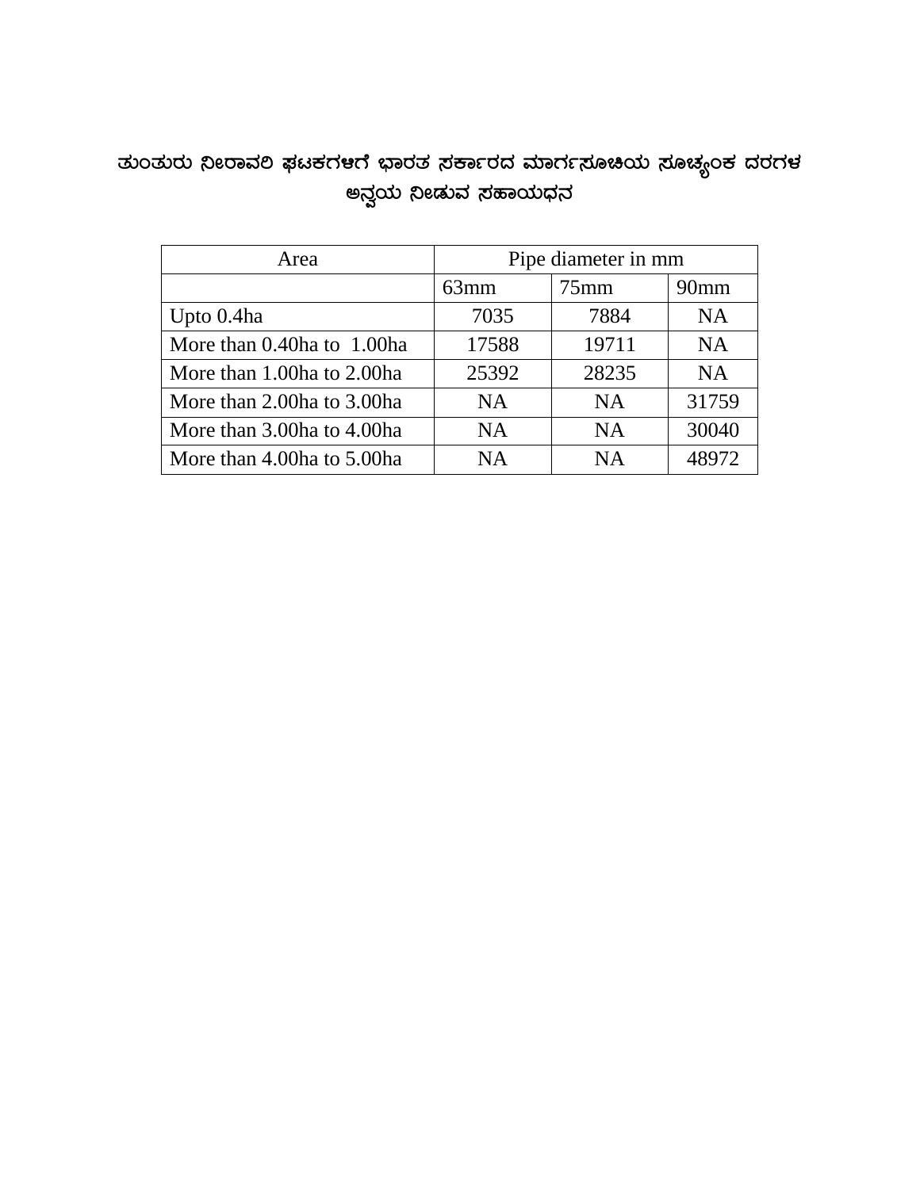**ತುಂತುರು ನೀರಾವರಿ ಘಟಕಗಳಿಗೆ ಭಾರತ ಸರ್ಕಾರದ ಮಾರ್ಗಸೂಚಿಯ ಸೂಚ್ಯಂಕ ದರಗಳ ಅನ್ವಯ ನೀಡುವ ಸಹಾಯಧನ**

| Area | Pipe diameter in mm | | |
|---|---|---|---|
| | 63mm | 75mm | 90mm |
| Upto 0.4ha | 7035 | 7884 | NA |
| More than 0.40ha to 1.00ha | 17588 | 19711 | NA |
| More than 1.00ha to 2.00ha | 25392 | 28235 | NA |
| More than 2.00ha to 3.00ha | NA | NA | 31759 |
| More than 3.00ha to 4.00ha | NA | NA | 30040 |
| More than 4.00ha to 5.00ha | NA | NA | 48972 |